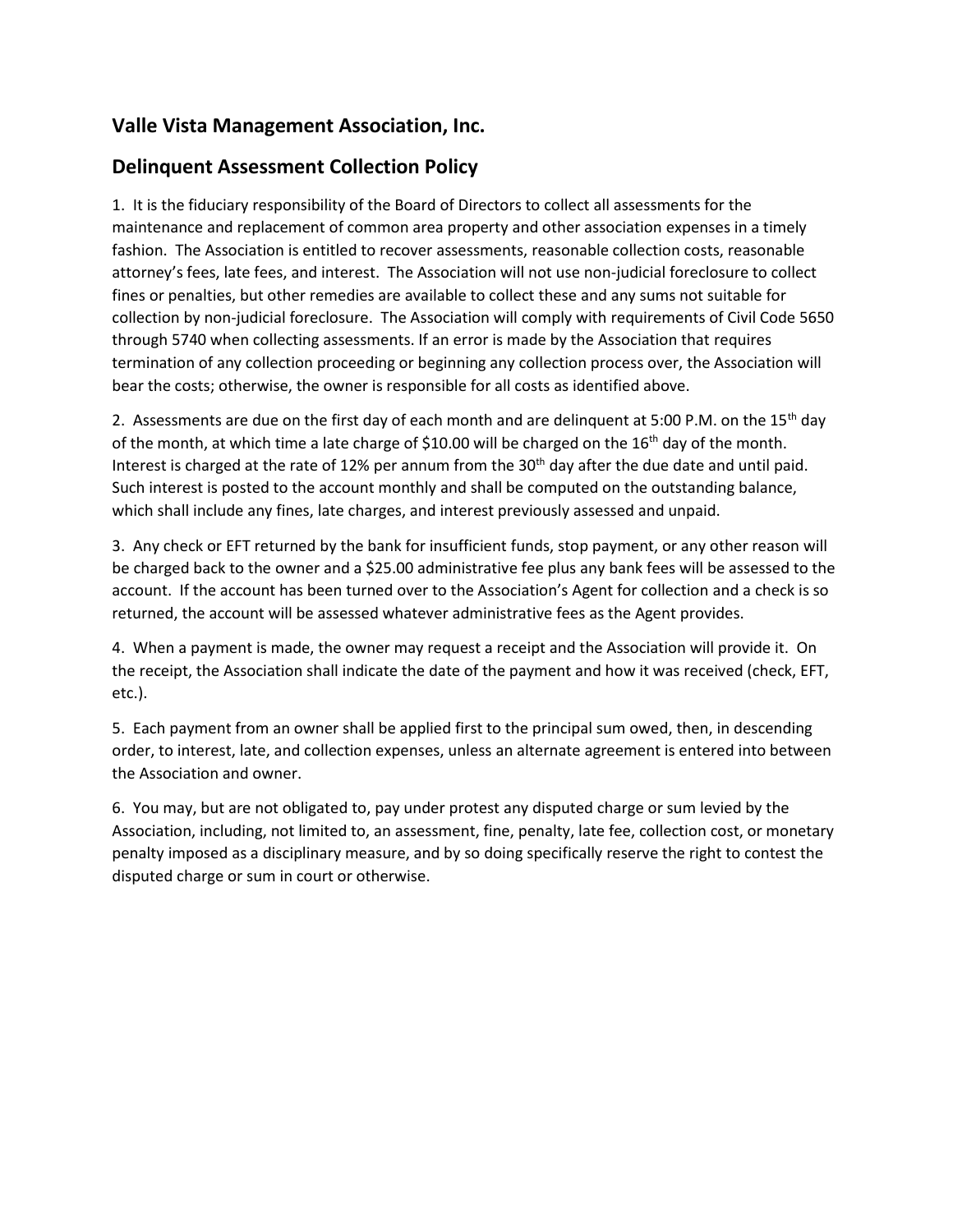## Valle Vista Management Association, Inc.

## Delinquent Assessment Collection Policy

1. It is the fiduciary responsibility of the Board of Directors to collect all assessments for the maintenance and replacement of common area property and other association expenses in a timely fashion. The Association is entitled to recover assessments, reasonable collection costs, reasonable attorney's fees, late fees, and interest. The Association will not use non-judicial foreclosure to collect fines or penalties, but other remedies are available to collect these and any sums not suitable for collection by non-judicial foreclosure. The Association will comply with requirements of Civil Code 5650 through 5740 when collecting assessments. If an error is made by the Association that requires termination of any collection proceeding or beginning any collection process over, the Association will bear the costs; otherwise, the owner is responsible for all costs as identified above.

2. Assessments are due on the first day of each month and are delinquent at 5:00 P.M. on the 15th day of the month, at which time a late charge of $10.00 will be charged on the 16th day of the month. Interest is charged at the rate of 12% per annum from the 30th day after the due date and until paid. Such interest is posted to the account monthly and shall be computed on the outstanding balance, which shall include any fines, late charges, and interest previously assessed and unpaid.

3. Any check or EFT returned by the bank for insufficient funds, stop payment, or any other reason will be charged back to the owner and a $25.00 administrative fee plus any bank fees will be assessed to the account. If the account has been turned over to the Association's Agent for collection and a check is so returned, the account will be assessed whatever administrative fees as the Agent provides.

4. When a payment is made, the owner may request a receipt and the Association will provide it. On the receipt, the Association shall indicate the date of the payment and how it was received (check, EFT, etc.).

5. Each payment from an owner shall be applied first to the principal sum owed, then, in descending order, to interest, late, and collection expenses, unless an alternate agreement is entered into between the Association and owner.

6. You may, but are not obligated to, pay under protest any disputed charge or sum levied by the Association, including, not limited to, an assessment, fine, penalty, late fee, collection cost, or monetary penalty imposed as a disciplinary measure, and by so doing specifically reserve the right to contest the disputed charge or sum in court or otherwise.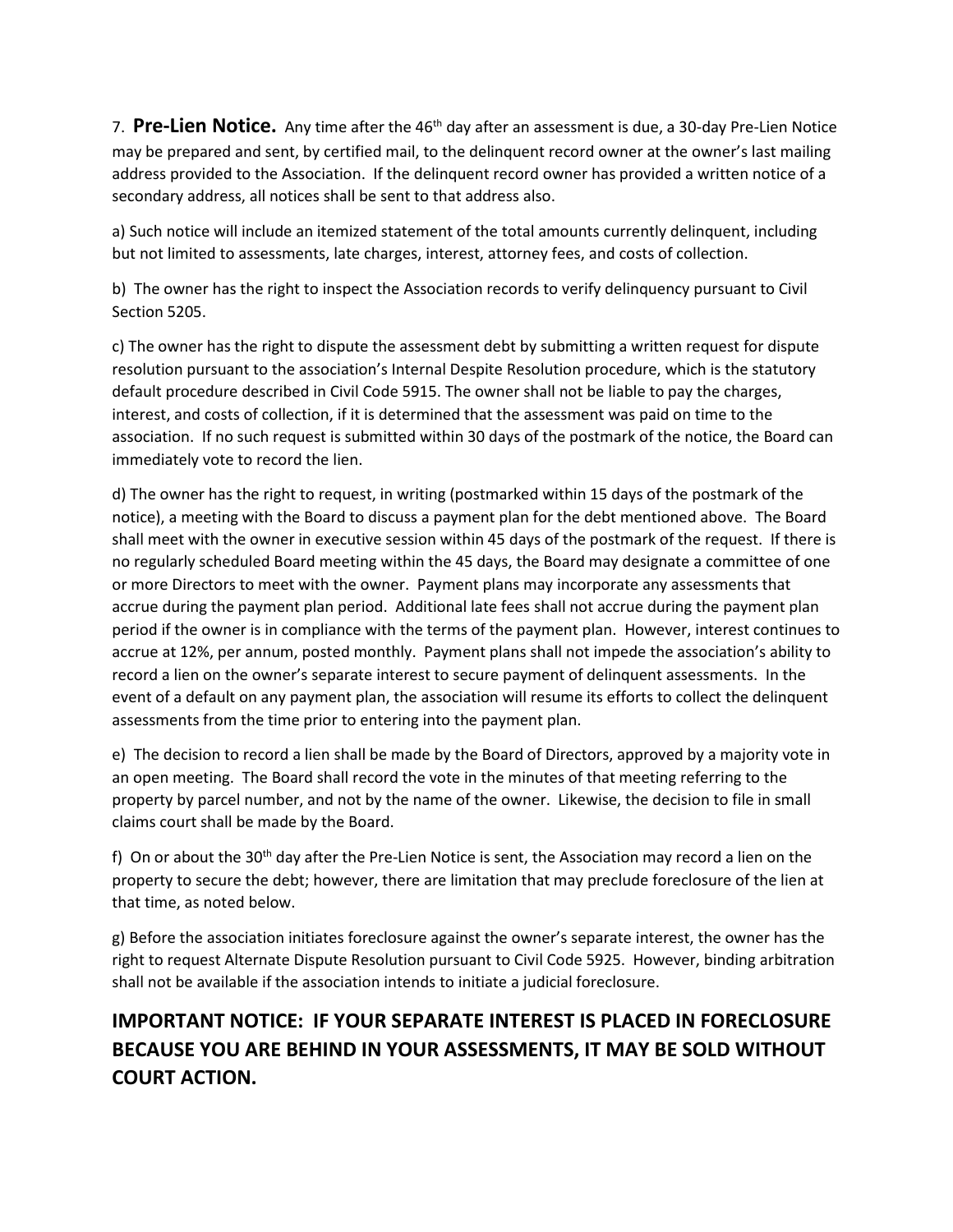7. **Pre-Lien Notice.** Any time after the 46th day after an assessment is due, a 30-day Pre-Lien Notice may be prepared and sent, by certified mail, to the delinquent record owner at the owner's last mailing address provided to the Association. If the delinquent record owner has provided a written notice of a secondary address, all notices shall be sent to that address also.

a) Such notice will include an itemized statement of the total amounts currently delinquent, including but not limited to assessments, late charges, interest, attorney fees, and costs of collection.

b) The owner has the right to inspect the Association records to verify delinquency pursuant to Civil Section 5205.

c) The owner has the right to dispute the assessment debt by submitting a written request for dispute resolution pursuant to the association's Internal Despite Resolution procedure, which is the statutory default procedure described in Civil Code 5915. The owner shall not be liable to pay the charges, interest, and costs of collection, if it is determined that the assessment was paid on time to the association. If no such request is submitted within 30 days of the postmark of the notice, the Board can immediately vote to record the lien.

d) The owner has the right to request, in writing (postmarked within 15 days of the postmark of the notice), a meeting with the Board to discuss a payment plan for the debt mentioned above. The Board shall meet with the owner in executive session within 45 days of the postmark of the request. If there is no regularly scheduled Board meeting within the 45 days, the Board may designate a committee of one or more Directors to meet with the owner. Payment plans may incorporate any assessments that accrue during the payment plan period. Additional late fees shall not accrue during the payment plan period if the owner is in compliance with the terms of the payment plan. However, interest continues to accrue at 12%, per annum, posted monthly. Payment plans shall not impede the association's ability to record a lien on the owner's separate interest to secure payment of delinquent assessments. In the event of a default on any payment plan, the association will resume its efforts to collect the delinquent assessments from the time prior to entering into the payment plan.

e) The decision to record a lien shall be made by the Board of Directors, approved by a majority vote in an open meeting. The Board shall record the vote in the minutes of that meeting referring to the property by parcel number, and not by the name of the owner. Likewise, the decision to file in small claims court shall be made by the Board.

f) On or about the 30th day after the Pre-Lien Notice is sent, the Association may record a lien on the property to secure the debt; however, there are limitation that may preclude foreclosure of the lien at that time, as noted below.

g) Before the association initiates foreclosure against the owner's separate interest, the owner has the right to request Alternate Dispute Resolution pursuant to Civil Code 5925. However, binding arbitration shall not be available if the association intends to initiate a judicial foreclosure.

## IMPORTANT NOTICE: IF YOUR SEPARATE INTEREST IS PLACED IN FORECLOSURE BECAUSE YOU ARE BEHIND IN YOUR ASSESSMENTS, IT MAY BE SOLD WITHOUT COURT ACTION.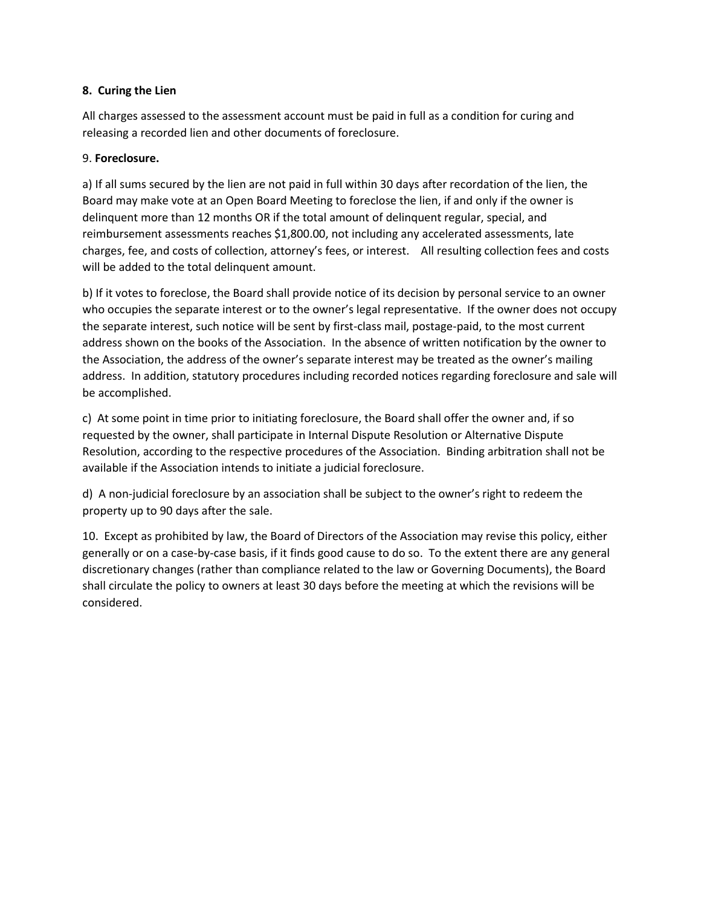**8. Curing the Lien**

All charges assessed to the assessment account must be paid in full as a condition for curing and releasing a recorded lien and other documents of foreclosure.

9. **Foreclosure.**

a) If all sums secured by the lien are not paid in full within 30 days after recordation of the lien, the Board may make vote at an Open Board Meeting to foreclose the lien, if and only if the owner is delinquent more than 12 months OR if the total amount of delinquent regular, special, and reimbursement assessments reaches $1,800.00, not including any accelerated assessments, late charges, fee, and costs of collection, attorney's fees, or interest. All resulting collection fees and costs will be added to the total delinquent amount.

b) If it votes to foreclose, the Board shall provide notice of its decision by personal service to an owner who occupies the separate interest or to the owner's legal representative. If the owner does not occupy the separate interest, such notice will be sent by first-class mail, postage-paid, to the most current address shown on the books of the Association. In the absence of written notification by the owner to the Association, the address of the owner's separate interest may be treated as the owner's mailing address. In addition, statutory procedures including recorded notices regarding foreclosure and sale will be accomplished.

c) At some point in time prior to initiating foreclosure, the Board shall offer the owner and, if so requested by the owner, shall participate in Internal Dispute Resolution or Alternative Dispute Resolution, according to the respective procedures of the Association. Binding arbitration shall not be available if the Association intends to initiate a judicial foreclosure.

d) A non-judicial foreclosure by an association shall be subject to the owner's right to redeem the property up to 90 days after the sale.

10. Except as prohibited by law, the Board of Directors of the Association may revise this policy, either generally or on a case-by-case basis, if it finds good cause to do so. To the extent there are any general discretionary changes (rather than compliance related to the law or Governing Documents), the Board shall circulate the policy to owners at least 30 days before the meeting at which the revisions will be considered.